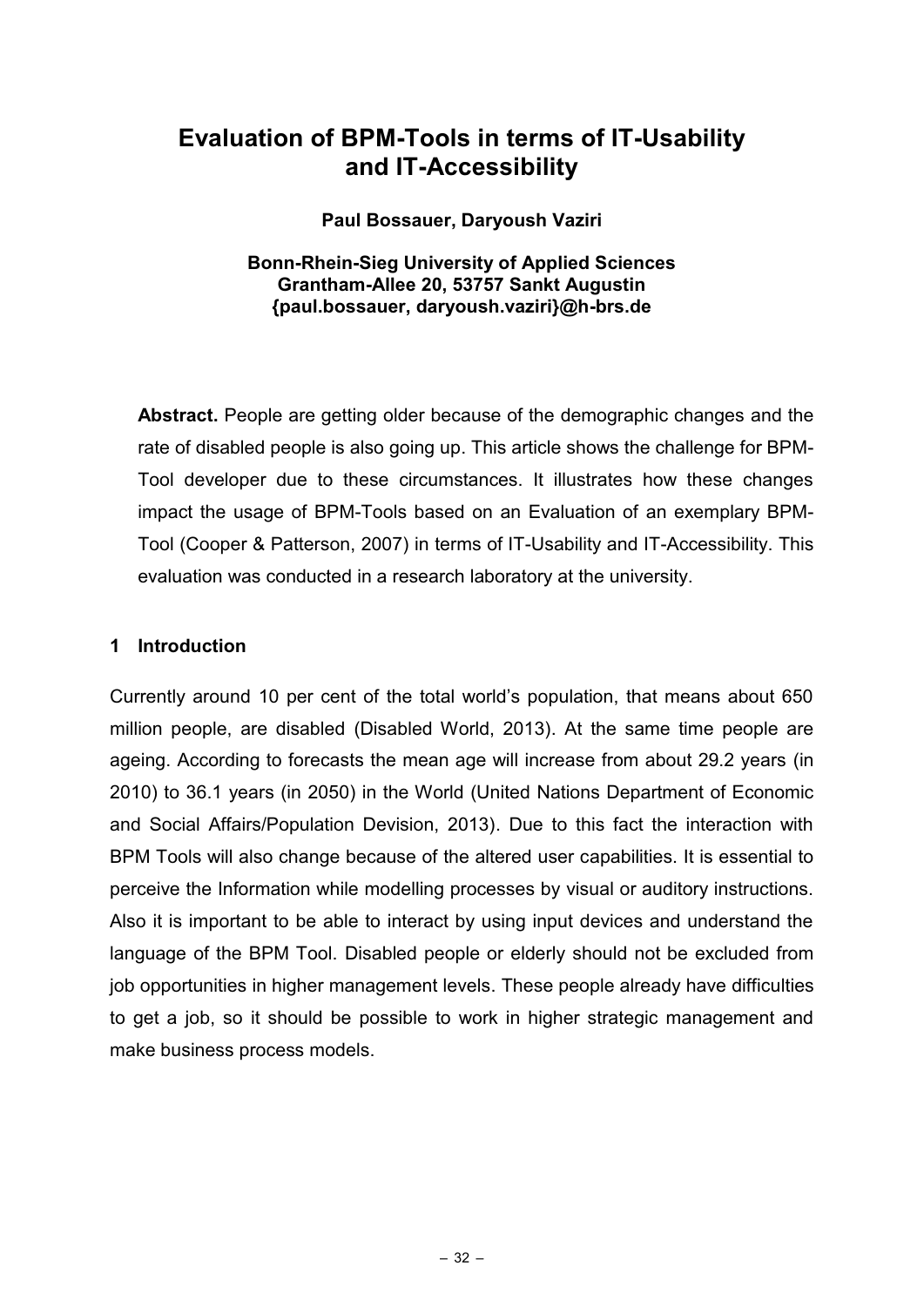# Evaluation of BPM-Tools in terms of IT-Usability and IT-Accessibility

**Paul Bossauer, Daryoush Vaziri**

**Bonn-Rhein-Sieg University of Applied Sciences**
**Grantham-Allee 20, 53757 Sankt Augustin**
**{paul.bossauer, daryoush.vaziri}@h-brs.de**

**Abstract.** People are getting older because of the demographic changes and the rate of disabled people is also going up. This article shows the challenge for BPM-Tool developer due to these circumstances. It illustrates how these changes impact the usage of BPM-Tools based on an Evaluation of an exemplary BPM-Tool (Cooper & Patterson, 2007) in terms of IT-Usability and IT-Accessibility. This evaluation was conducted in a research laboratory at the university.

## 1 Introduction

Currently around 10 per cent of the total world's population, that means about 650 million people, are disabled (Disabled World, 2013). At the same time people are ageing. According to forecasts the mean age will increase from about 29.2 years (in 2010) to 36.1 years (in 2050) in the World (United Nations Department of Economic and Social Affairs/Population Devision, 2013). Due to this fact the interaction with BPM Tools will also change because of the altered user capabilities. It is essential to perceive the Information while modelling processes by visual or auditory instructions. Also it is important to be able to interact by using input devices and understand the language of the BPM Tool. Disabled people or elderly should not be excluded from job opportunities in higher management levels. These people already have difficulties to get a job, so it should be possible to work in higher strategic management and make business process models.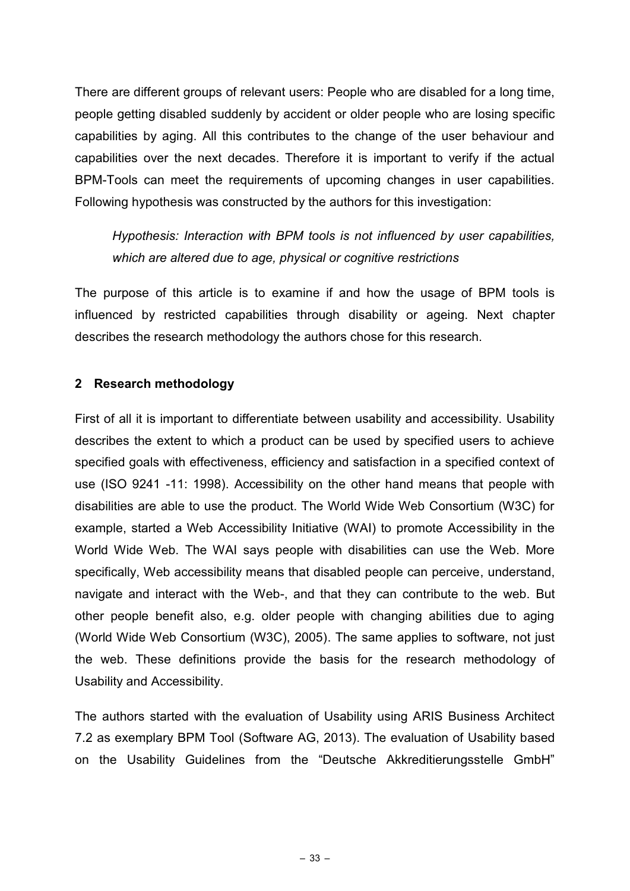There are different groups of relevant users: People who are disabled for a long time, people getting disabled suddenly by accident or older people who are losing specific capabilities by aging. All this contributes to the change of the user behaviour and capabilities over the next decades. Therefore it is important to verify if the actual BPM-Tools can meet the requirements of upcoming changes in user capabilities. Following hypothesis was constructed by the authors for this investigation:

*Hypothesis: Interaction with BPM tools is not influenced by user capabilities, which are altered due to age, physical or cognitive restrictions*

The purpose of this article is to examine if and how the usage of BPM tools is influenced by restricted capabilities through disability or ageing. Next chapter describes the research methodology the authors chose for this research.

## 2 Research methodology

First of all it is important to differentiate between usability and accessibility. Usability describes the extent to which a product can be used by specified users to achieve specified goals with effectiveness, efficiency and satisfaction in a specified context of use (ISO 9241 -11: 1998). Accessibility on the other hand means that people with disabilities are able to use the product. The World Wide Web Consortium (W3C) for example, started a Web Accessibility Initiative (WAI) to promote Accessibility in the World Wide Web. The WAI says people with disabilities can use the Web. More specifically, Web accessibility means that disabled people can perceive, understand, navigate and interact with the Web-, and that they can contribute to the web. But other people benefit also, e.g. older people with changing abilities due to aging (World Wide Web Consortium (W3C), 2005). The same applies to software, not just the web. These definitions provide the basis for the research methodology of Usability and Accessibility.

The authors started with the evaluation of Usability using ARIS Business Architect 7.2 as exemplary BPM Tool (Software AG, 2013). The evaluation of Usability based on the Usability Guidelines from the "Deutsche Akkreditierungsstelle GmbH"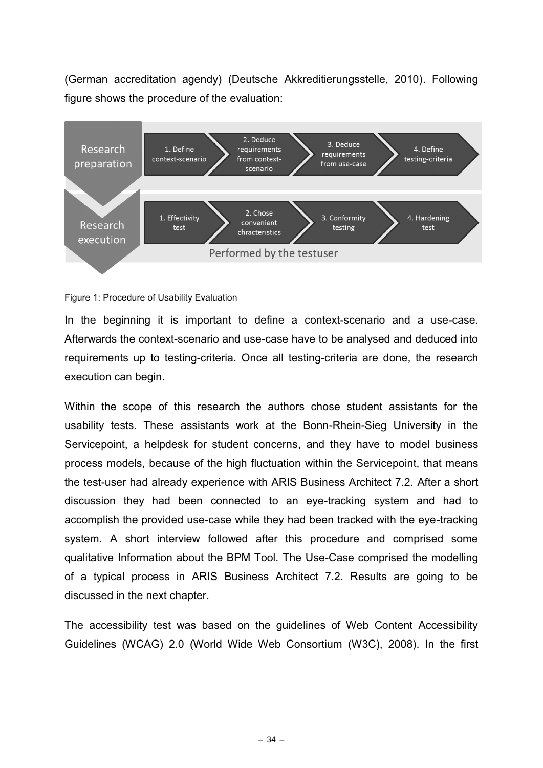(German accreditation agendy) (Deutsche Akkreditierungsstelle, 2010). Following figure shows the procedure of the evaluation:

**Research preparation**
1. Define context-scenario
2. Deduce requirements from context-scenario
3. Deduce requirements from use-case
4. Define testing-criteria

**Research execution**
1. Effectivity test
2. Chose convenient chracteristics
3. Conformity testing
4. Hardening test

Performed by the testuser

Figure 1: Procedure of Usability Evaluation

In the beginning it is important to define a context-scenario and a use-case. Afterwards the context-scenario and use-case have to be analysed and deduced into requirements up to testing-criteria. Once all testing-criteria are done, the research execution can begin.

Within the scope of this research the authors chose student assistants for the usability tests. These assistants work at the Bonn-Rhein-Sieg University in the Servicepoint, a helpdesk for student concerns, and they have to model business process models, because of the high fluctuation within the Servicepoint, that means the test-user had already experience with ARIS Business Architect 7.2. After a short discussion they had been connected to an eye-tracking system and had to accomplish the provided use-case while they had been tracked with the eye-tracking system. A short interview followed after this procedure and comprised some qualitative Information about the BPM Tool. The Use-Case comprised the modelling of a typical process in ARIS Business Architect 7.2. Results are going to be discussed in the next chapter.

The accessibility test was based on the guidelines of Web Content Accessibility Guidelines (WCAG) 2.0 (World Wide Web Consortium (W3C), 2008). In the first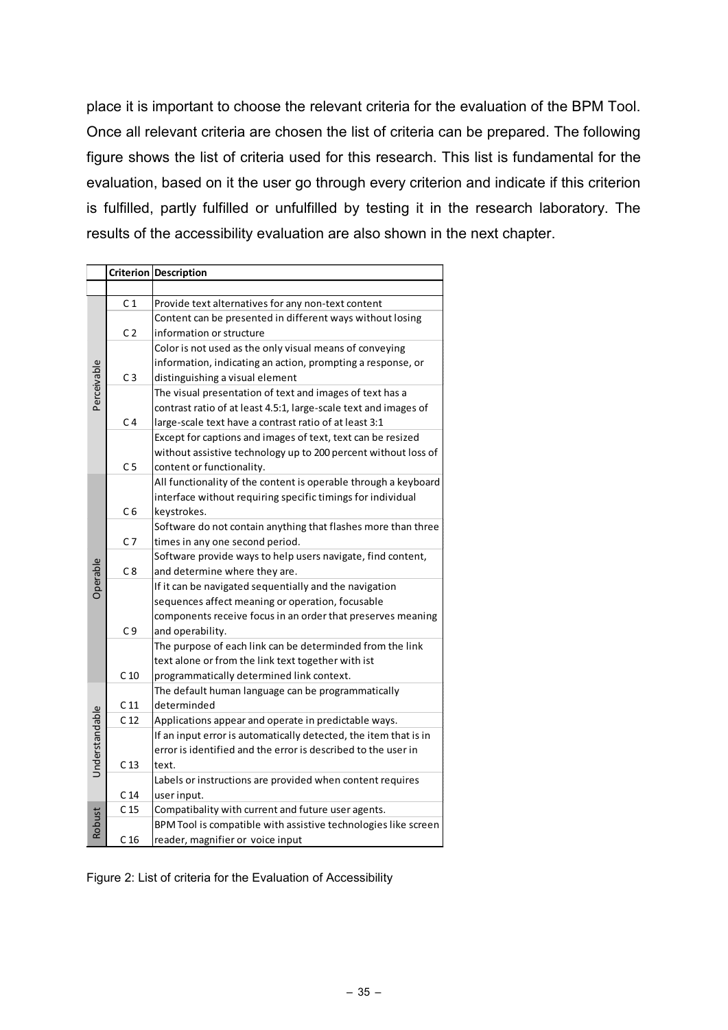place it is important to choose the relevant criteria for the evaluation of the BPM Tool. Once all relevant criteria are chosen the list of criteria can be prepared. The following figure shows the list of criteria used for this research. This list is fundamental for the evaluation, based on it the user go through every criterion and indicate if this criterion is fulfilled, partly fulfilled or unfulfilled by testing it in the research laboratory. The results of the accessibility evaluation are also shown in the next chapter.

| | Criterion | Description |
|---|---|---|
| Perceivable | C 1 | Provide text alternatives for any non-text content |
| | C 2 | Content can be presented in different ways without losing information or structure |
| | C 3 | Color is not used as the only visual means of conveying information, indicating an action, prompting a response, or distinguishing a visual element |
| | C 4 | The visual presentation of text and images of text has a contrast ratio of at least 4.5:1, large-scale text and images of large-scale text have a contrast ratio of at least 3:1 |
| | C 5 | Except for captions and images of text, text can be resized without assistive technology up to 200 percent without loss of content or functionality. |
| Operable | C 6 | All functionality of the content is operable through a keyboard interface without requiring specific timings for individual keystrokes. |
| | C 7 | Software do not contain anything that flashes more than three times in any one second period. |
| | C 8 | Software provide ways to help users navigate, find content, and determine where they are. |
| | C 9 | If it can be navigated sequentially and the navigation sequences affect meaning or operation, focusable components receive focus in an order that preserves meaning and operability. |
| | C 10 | The purpose of each link can be determinded from the link text alone or from the link text together with ist programmatically determined link context. |
| Understandable | C 11 | The default human language can be programmatically determinded |
| | C 12 | Applications appear and operate in predictable ways. |
| | C 13 | If an input error is automatically detected, the item that is in error is identified and the error is described to the user in text. |
| | C 14 | Labels or instructions are provided when content requires user input. |
| Robust | C 15 | Compatibality with current and future user agents. |
| | C 16 | BPM Tool is compatible with assistive technologies like screen reader, magnifier or voice input |

Figure 2: List of criteria for the Evaluation of Accessibility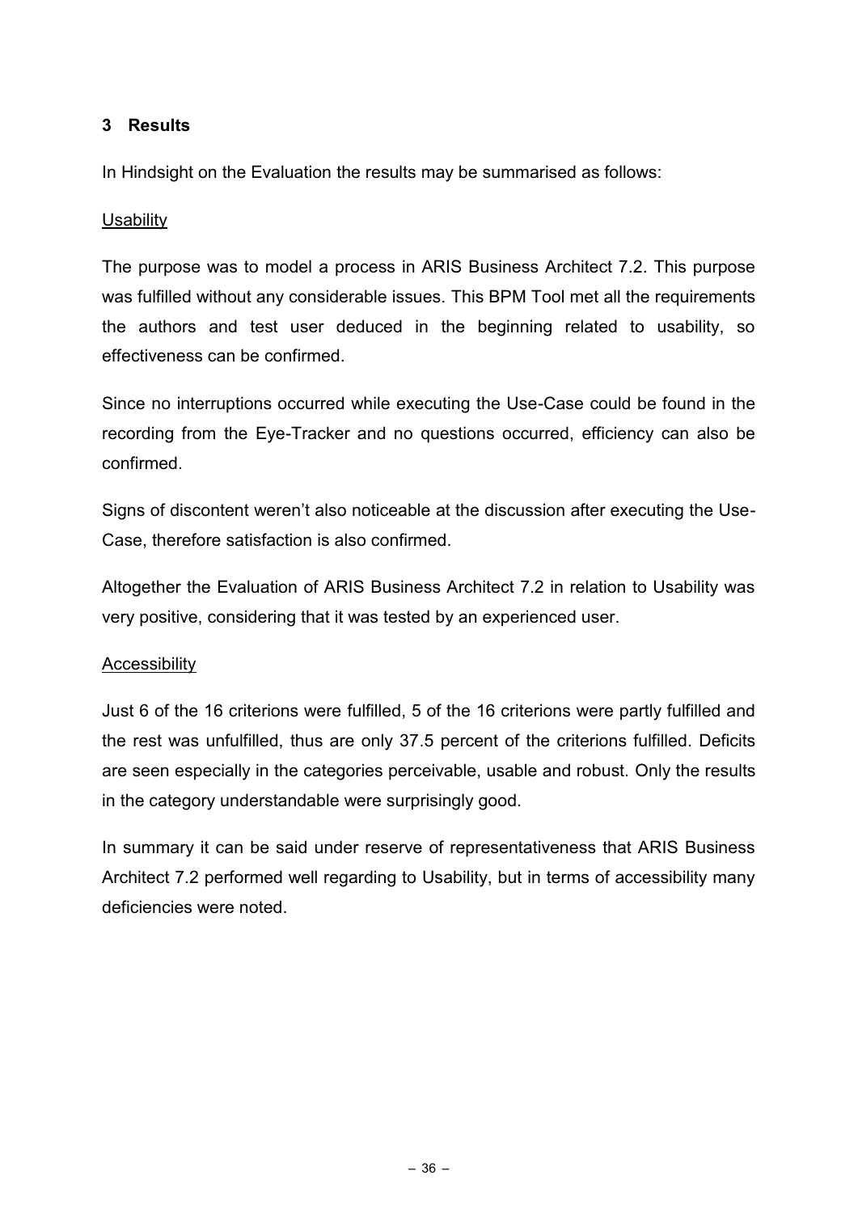## 3 Results

In Hindsight on the Evaluation the results may be summarised as follows:

Usability

The purpose was to model a process in ARIS Business Architect 7.2. This purpose was fulfilled without any considerable issues. This BPM Tool met all the requirements the authors and test user deduced in the beginning related to usability, so effectiveness can be confirmed.

Since no interruptions occurred while executing the Use-Case could be found in the recording from the Eye-Tracker and no questions occurred, efficiency can also be confirmed.

Signs of discontent weren't also noticeable at the discussion after executing the Use-Case, therefore satisfaction is also confirmed.

Altogether the Evaluation of ARIS Business Architect 7.2 in relation to Usability was very positive, considering that it was tested by an experienced user.

Accessibility

Just 6 of the 16 criterions were fulfilled, 5 of the 16 criterions were partly fulfilled and the rest was unfulfilled, thus are only 37.5 percent of the criterions fulfilled. Deficits are seen especially in the categories perceivable, usable and robust. Only the results in the category understandable were surprisingly good.

In summary it can be said under reserve of representativeness that ARIS Business Architect 7.2 performed well regarding to Usability, but in terms of accessibility many deficiencies were noted.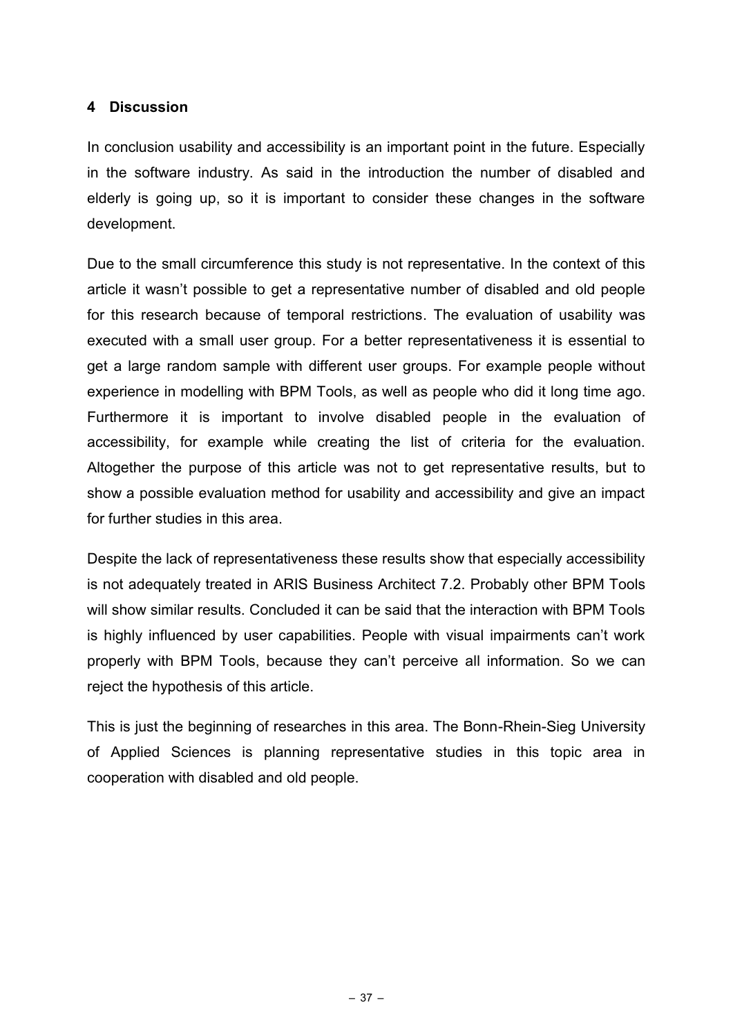## 4 Discussion

In conclusion usability and accessibility is an important point in the future. Especially in the software industry. As said in the introduction the number of disabled and elderly is going up, so it is important to consider these changes in the software development.

Due to the small circumference this study is not representative. In the context of this article it wasn't possible to get a representative number of disabled and old people for this research because of temporal restrictions. The evaluation of usability was executed with a small user group. For a better representativeness it is essential to get a large random sample with different user groups. For example people without experience in modelling with BPM Tools, as well as people who did it long time ago. Furthermore it is important to involve disabled people in the evaluation of accessibility, for example while creating the list of criteria for the evaluation. Altogether the purpose of this article was not to get representative results, but to show a possible evaluation method for usability and accessibility and give an impact for further studies in this area.

Despite the lack of representativeness these results show that especially accessibility is not adequately treated in ARIS Business Architect 7.2. Probably other BPM Tools will show similar results. Concluded it can be said that the interaction with BPM Tools is highly influenced by user capabilities. People with visual impairments can't work properly with BPM Tools, because they can't perceive all information. So we can reject the hypothesis of this article.

This is just the beginning of researches in this area. The Bonn-Rhein-Sieg University of Applied Sciences is planning representative studies in this topic area in cooperation with disabled and old people.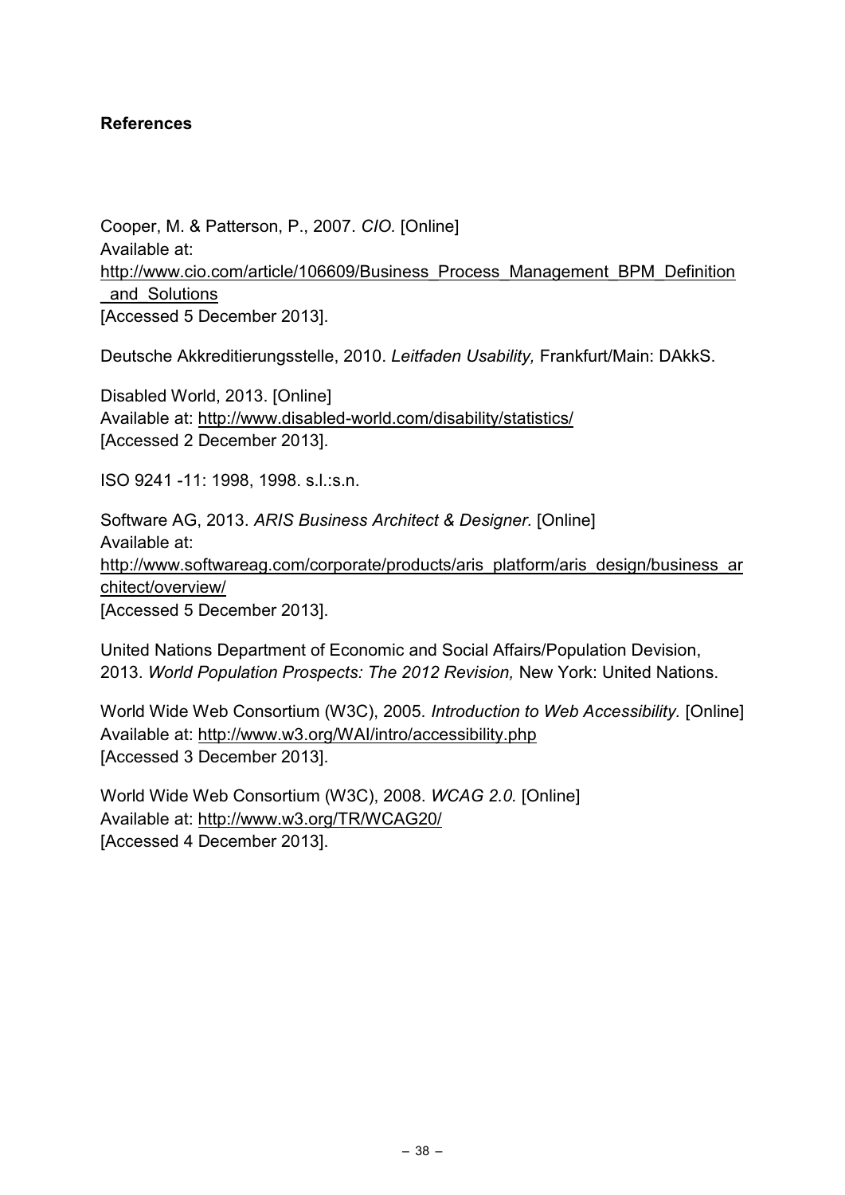**References**

Cooper, M. & Patterson, P., 2007. *CIO.* [Online]
Available at:
http://www.cio.com/article/106609/Business_Process_Management_BPM_Definition_and_Solutions
[Accessed 5 December 2013].

Deutsche Akkreditierungsstelle, 2010. *Leitfaden Usability,* Frankfurt/Main: DAkkS.

Disabled World, 2013. [Online]
Available at: http://www.disabled-world.com/disability/statistics/
[Accessed 2 December 2013].

ISO 9241 -11: 1998, 1998. s.l.:s.n.

Software AG, 2013. *ARIS Business Architect & Designer.* [Online]
Available at:
http://www.softwareag.com/corporate/products/aris_platform/aris_design/business_architect/overview/
[Accessed 5 December 2013].

United Nations Department of Economic and Social Affairs/Population Devision, 2013. *World Population Prospects: The 2012 Revision,* New York: United Nations.

World Wide Web Consortium (W3C), 2005. *Introduction to Web Accessibility.* [Online]
Available at: http://www.w3.org/WAI/intro/accessibility.php
[Accessed 3 December 2013].

World Wide Web Consortium (W3C), 2008. *WCAG 2.0.* [Online]
Available at: http://www.w3.org/TR/WCAG20/
[Accessed 4 December 2013].